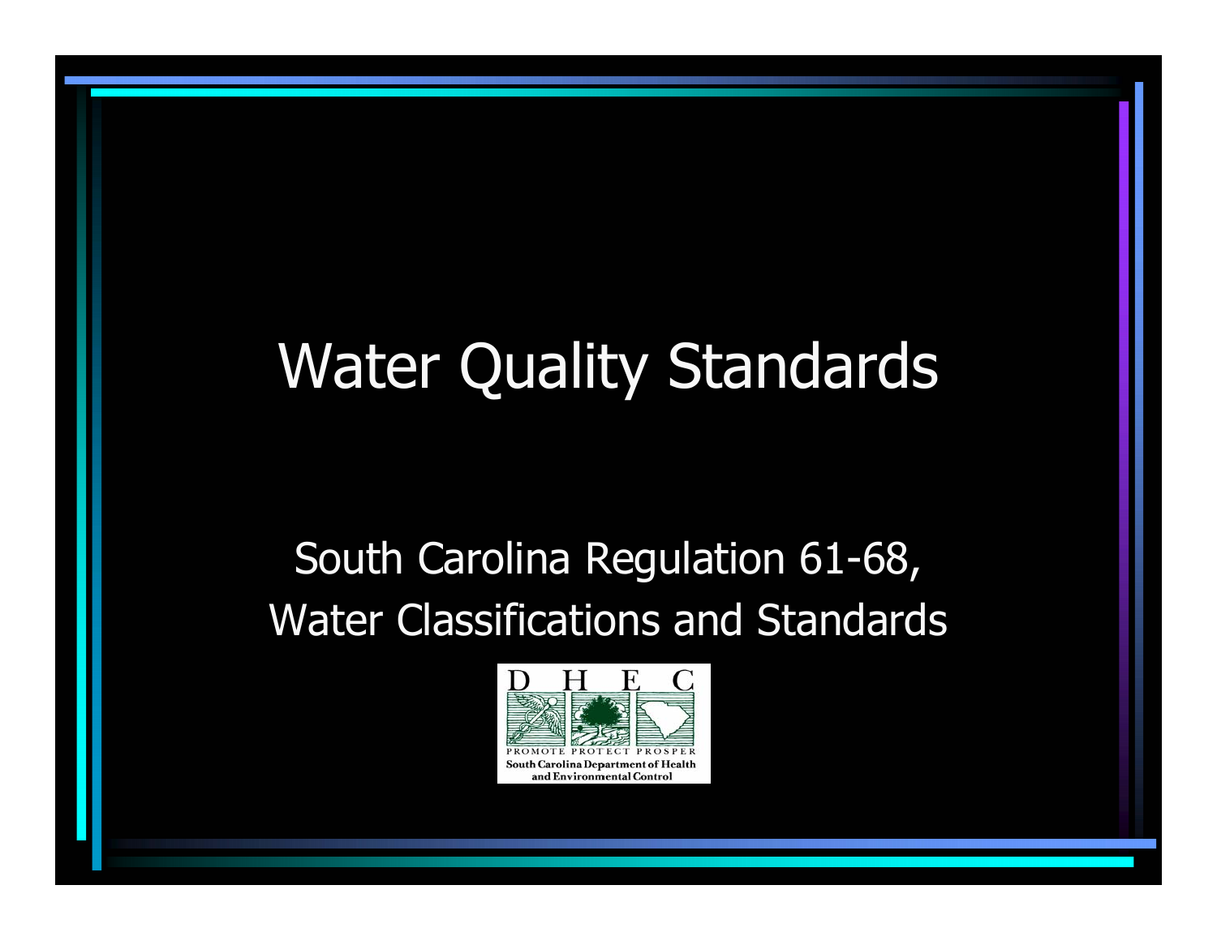# Water Quality Standards

South Carolina Regulation 61-68, Water Classifications and Standards

D H E C

PROMOTE PROTECT PROSPER

South Carolina Department of Health and Environmental Control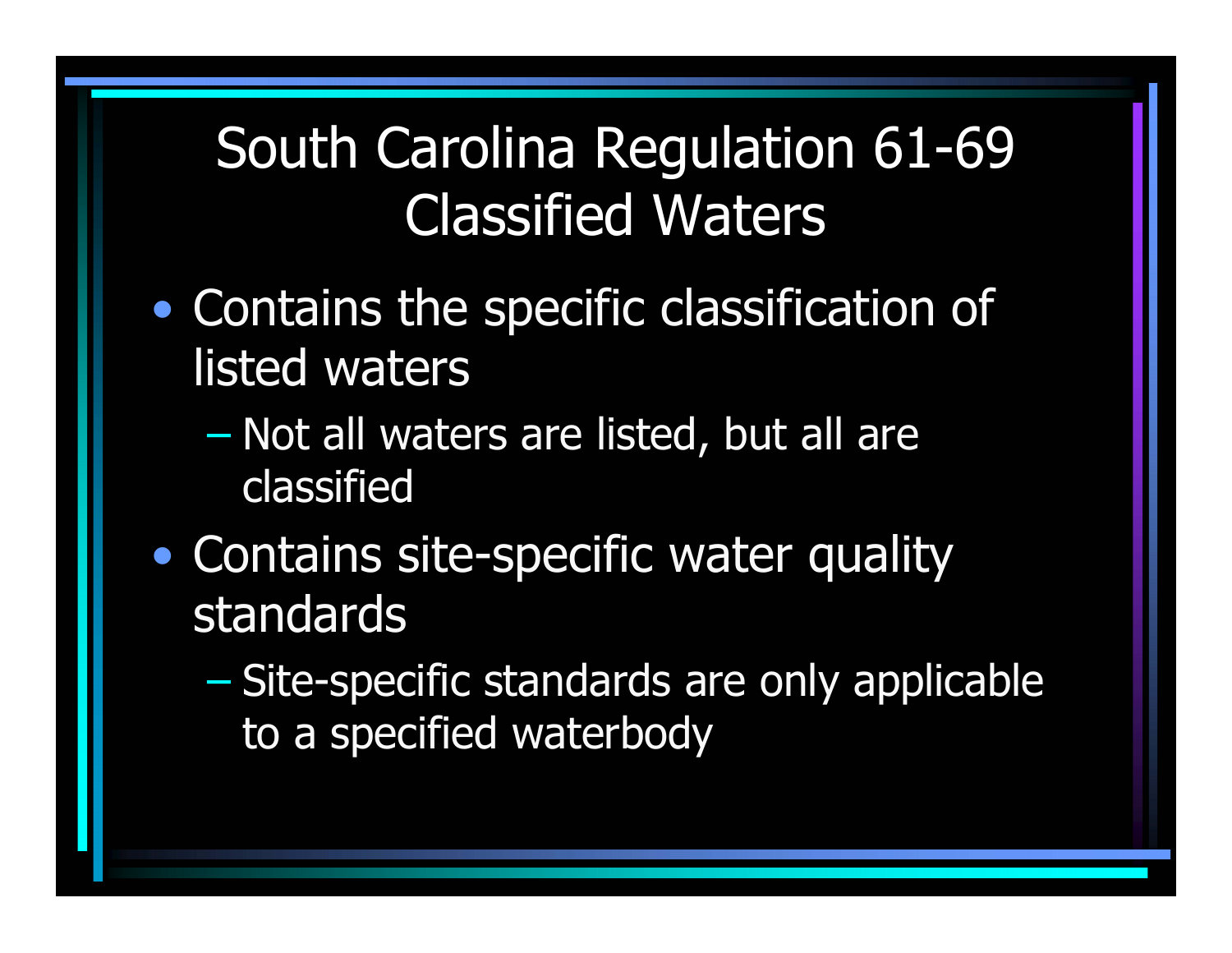# South Carolina Regulation 61-69 Classified Waters

- Contains the specific classification of listed waters
  - Not all waters are listed, but all are classified
- Contains site-specific water quality standards
  - Site-specific standards are only applicable to a specified waterbody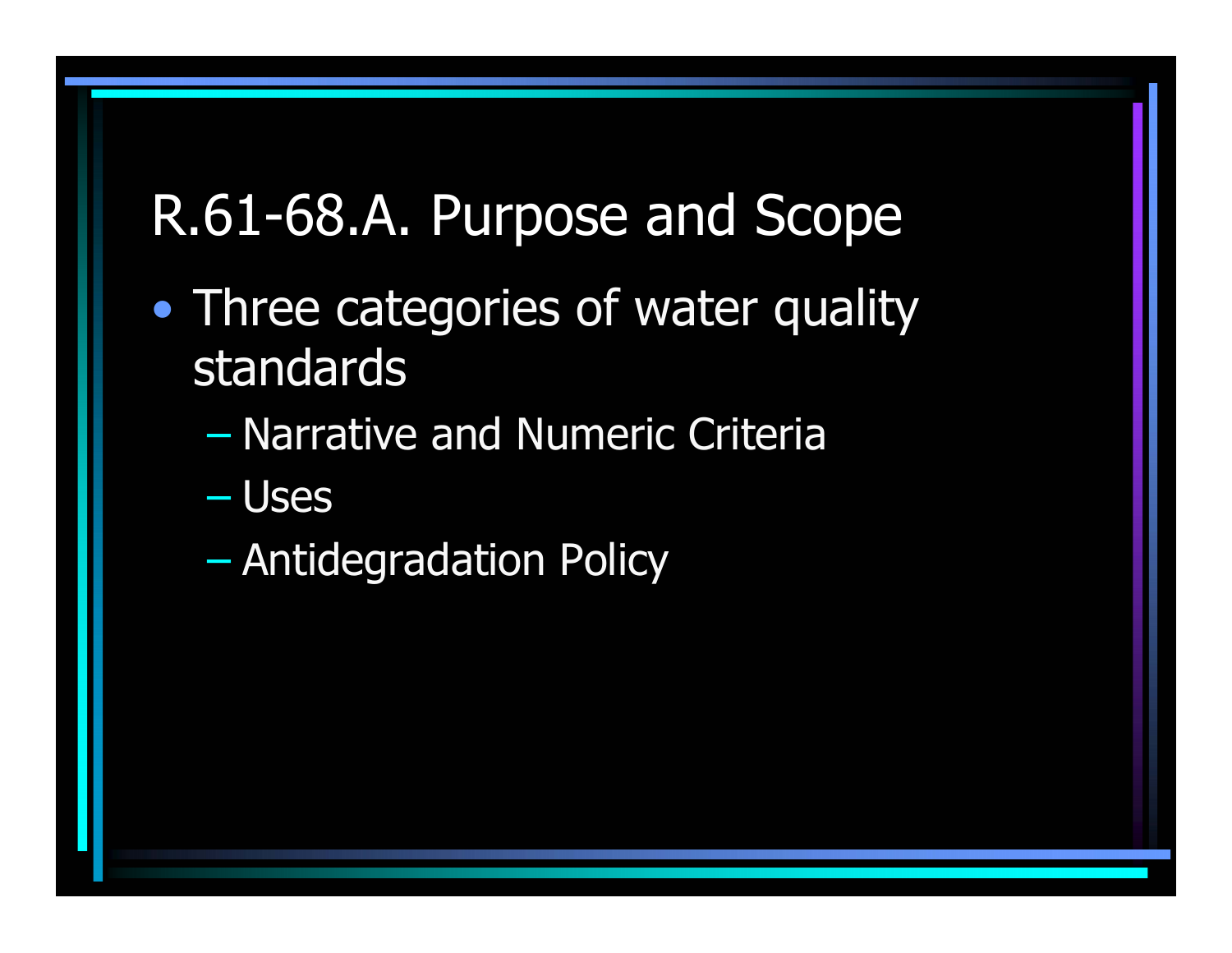# R.61-68.A. Purpose and Scope

- Three categories of water quality standards
  - Narrative and Numeric Criteria
  - Uses
  - Antidegradation Policy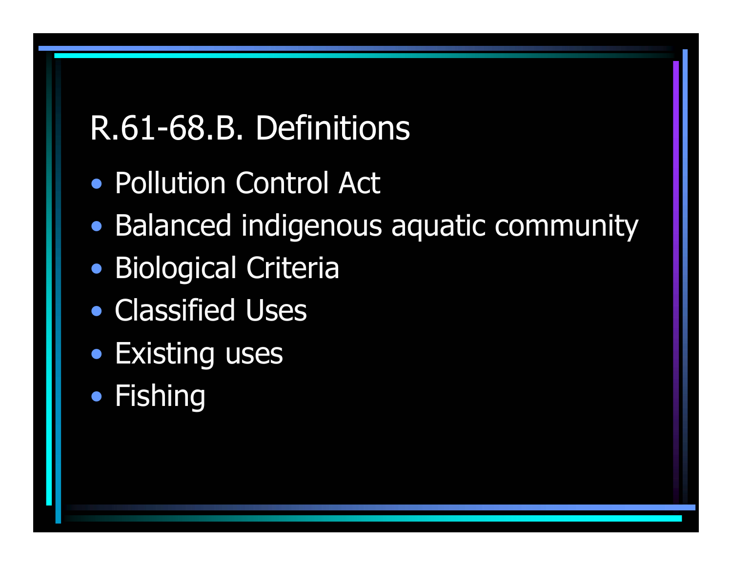# R.61-68.B. Definitions

- Pollution Control Act
- Balanced indigenous aquatic community
- Biological Criteria
- Classified Uses
- Existing uses
- Fishing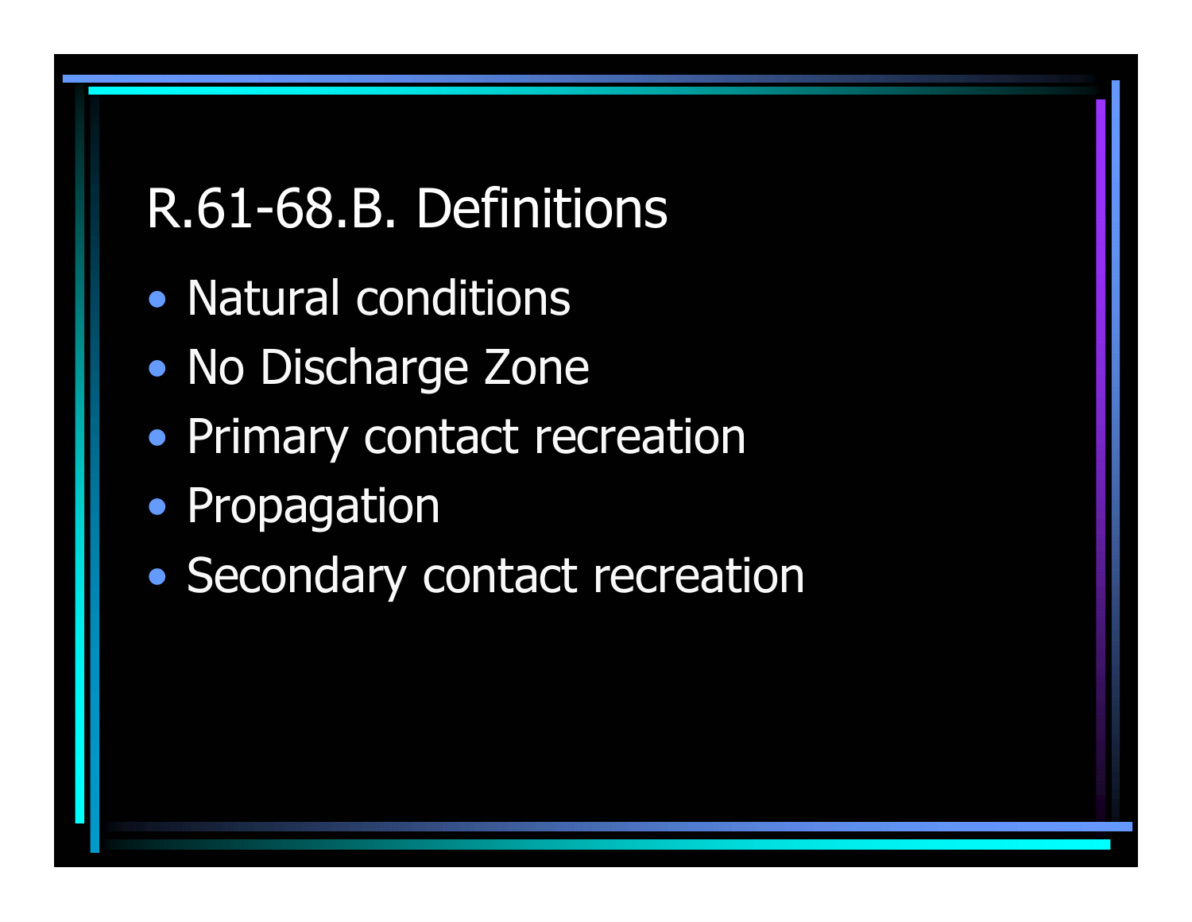# R.61-68.B. Definitions

- Natural conditions
- No Discharge Zone
- Primary contact recreation
- Propagation
- Secondary contact recreation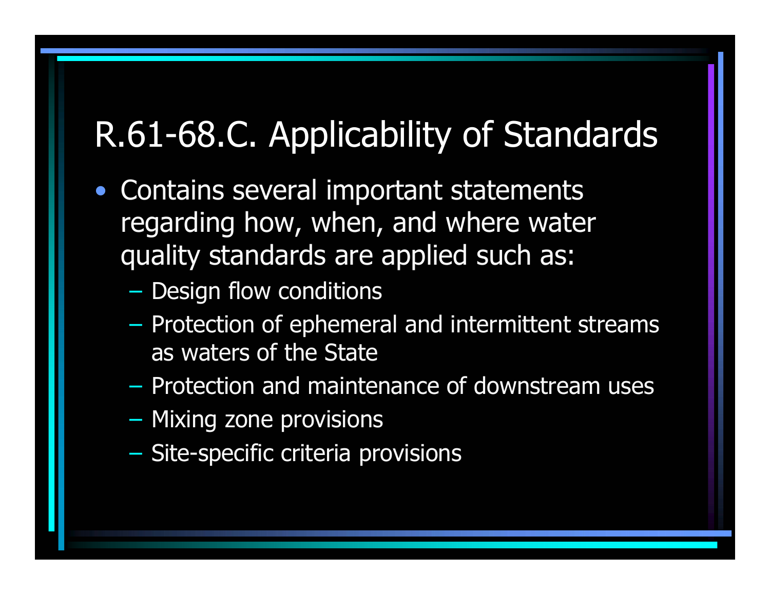# R.61-68.C. Applicability of Standards

- Contains several important statements regarding how, when, and where water quality standards are applied such as:
  - Design flow conditions
  - Protection of ephemeral and intermittent streams as waters of the State
  - Protection and maintenance of downstream uses
  - Mixing zone provisions
  - Site-specific criteria provisions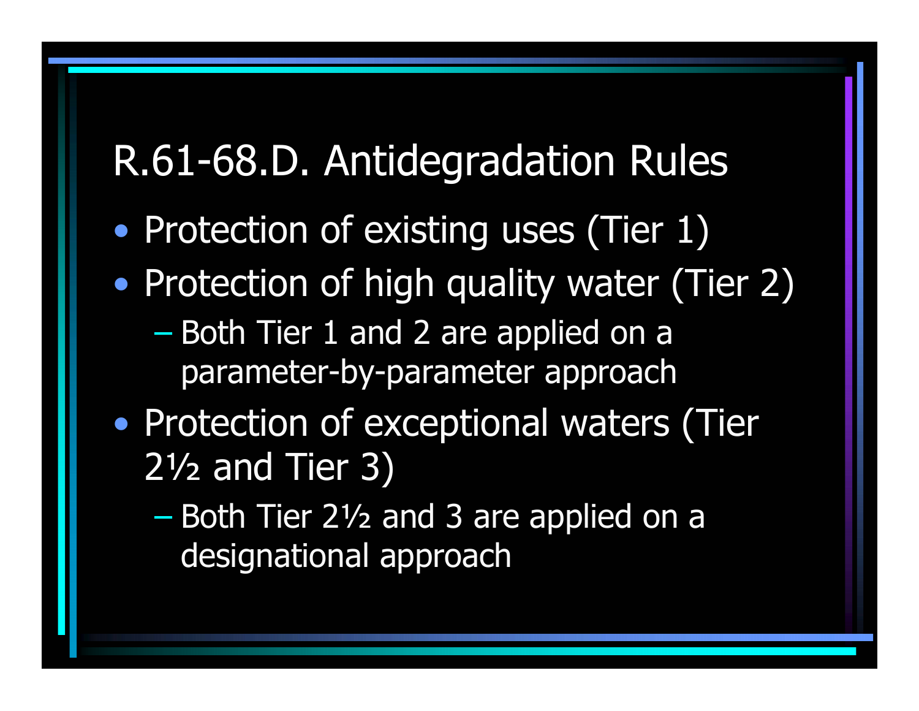# R.61-68.D. Antidegradation Rules

- Protection of existing uses (Tier 1)
- Protection of high quality water (Tier 2)
  - Both Tier 1 and 2 are applied on a parameter-by-parameter approach
- Protection of exceptional waters (Tier 2½ and Tier 3)
  - Both Tier 2½ and 3 are applied on a designational approach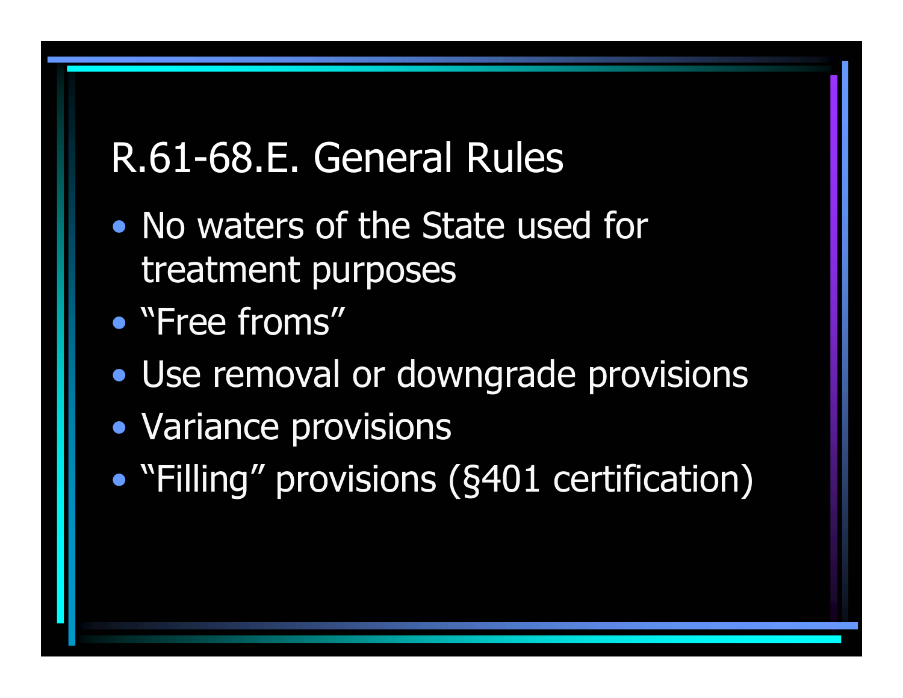# R.61-68.E. General Rules

- No waters of the State used for treatment purposes
- "Free froms"
- Use removal or downgrade provisions
- Variance provisions
- "Filling" provisions (§401 certification)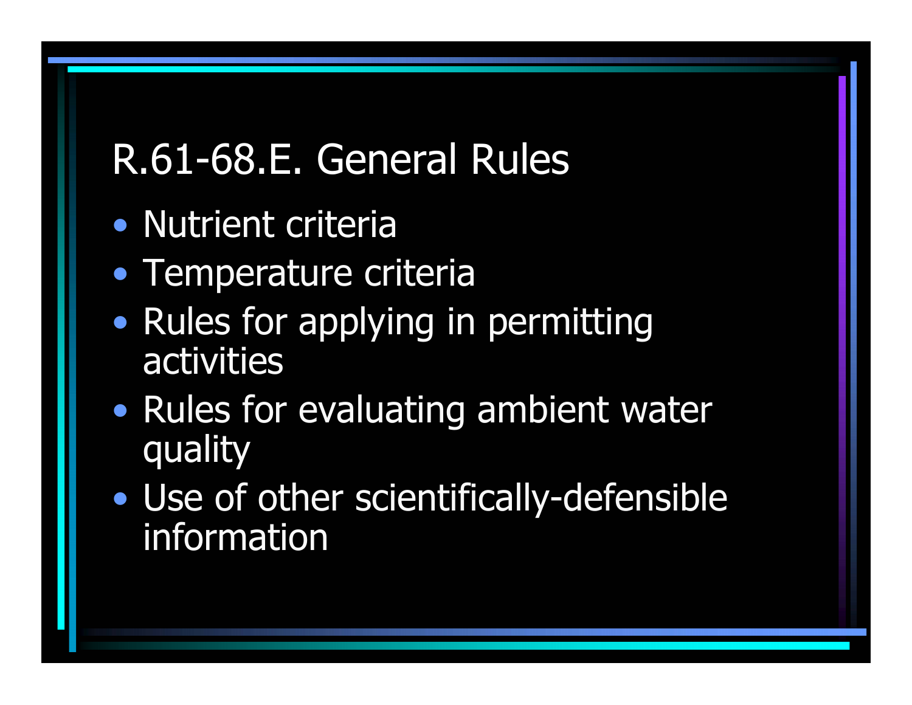# R.61-68.E. General Rules

- Nutrient criteria
- Temperature criteria
- Rules for applying in permitting activities
- Rules for evaluating ambient water quality
- Use of other scientifically-defensible information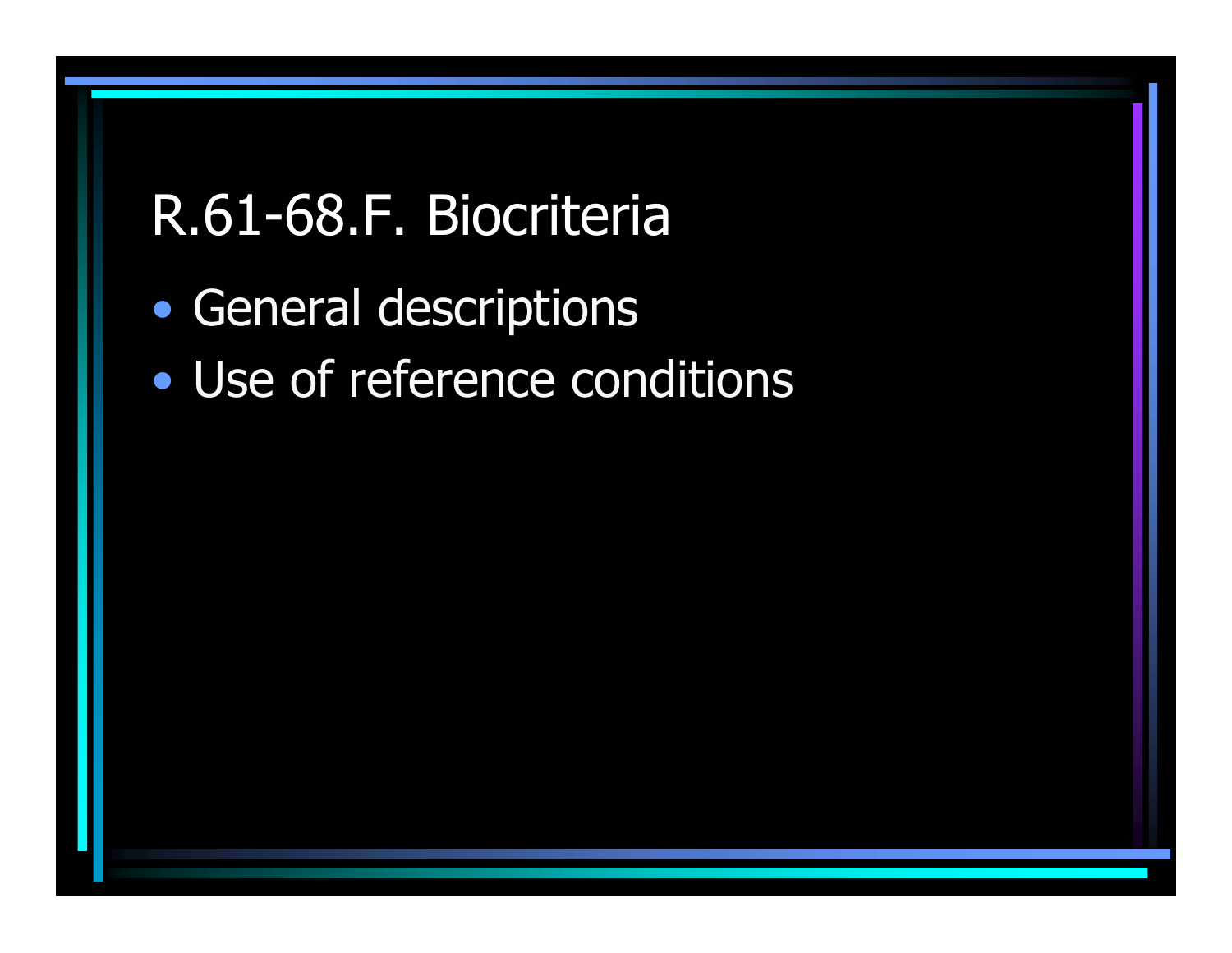# R.61-68.F. Biocriteria

- General descriptions
- Use of reference conditions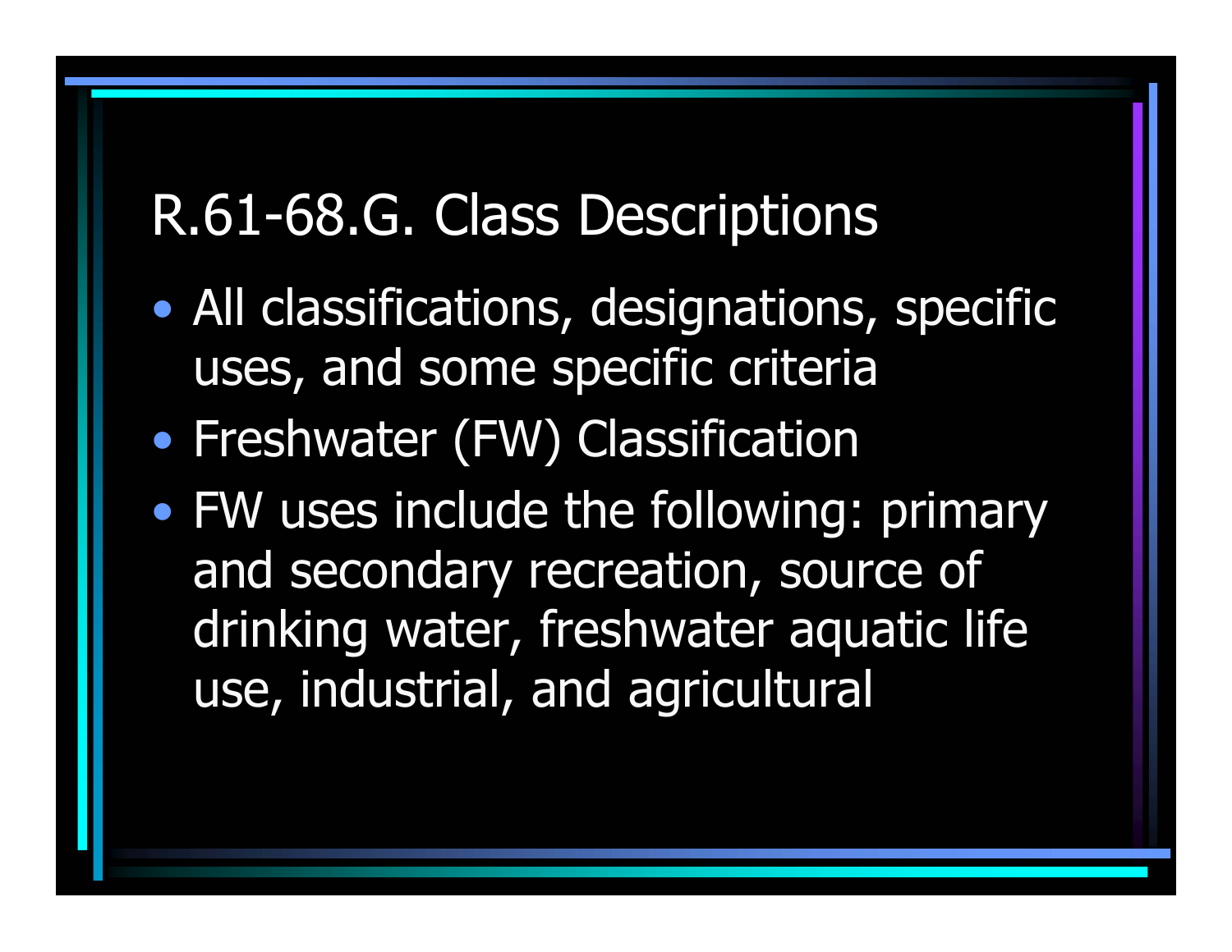# R.61-68.G. Class Descriptions

- All classifications, designations, specific uses, and some specific criteria
- Freshwater (FW) Classification
- FW uses include the following: primary and secondary recreation, source of drinking water, freshwater aquatic life use, industrial, and agricultural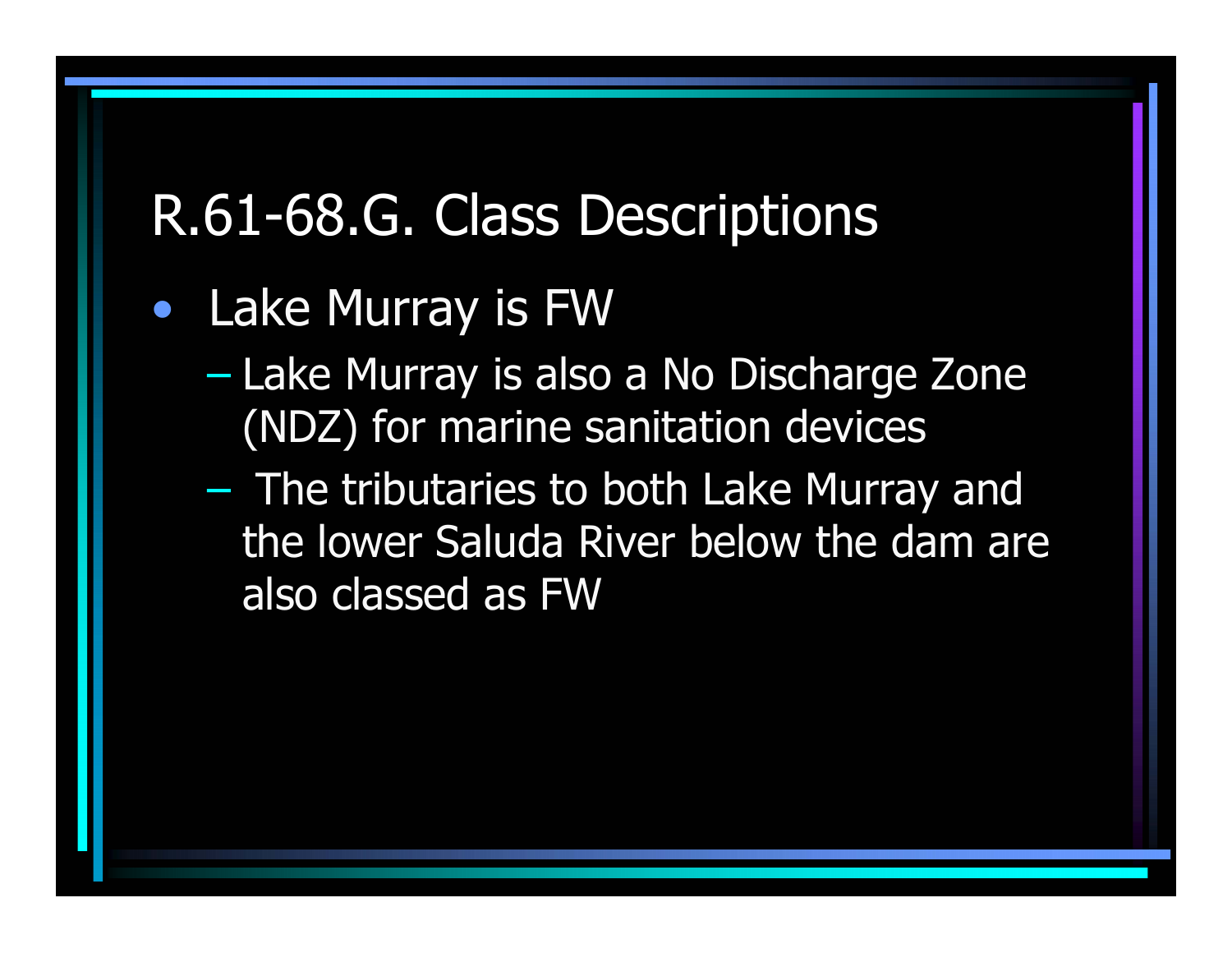# R.61-68.G. Class Descriptions

- Lake Murray is FW
  - Lake Murray is also a No Discharge Zone (NDZ) for marine sanitation devices
  - The tributaries to both Lake Murray and the lower Saluda River below the dam are also classed as FW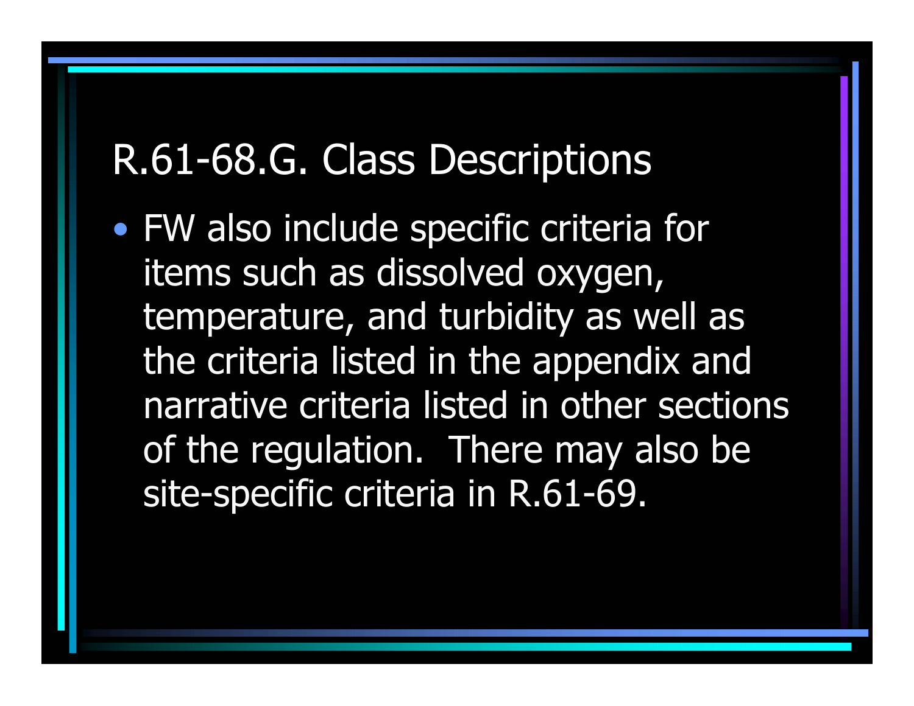# R.61-68.G. Class Descriptions

- FW also include specific criteria for items such as dissolved oxygen, temperature, and turbidity as well as the criteria listed in the appendix and narrative criteria listed in other sections of the regulation.  There may also be site-specific criteria in R.61-69.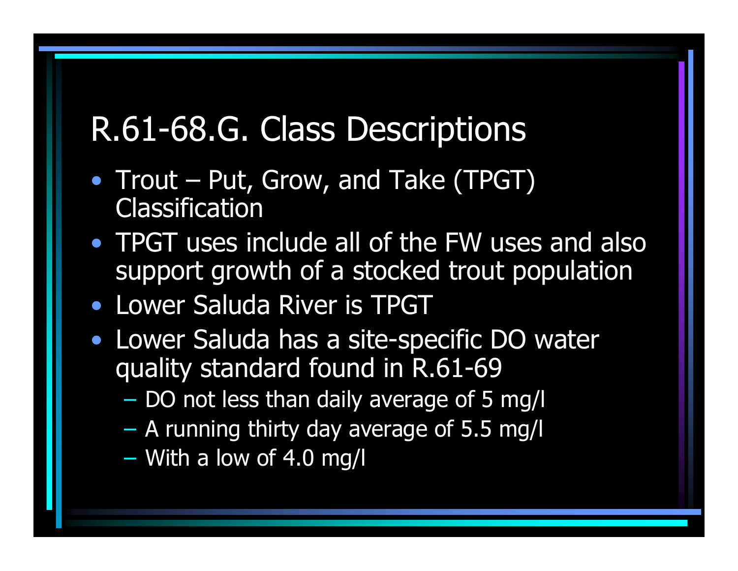# R.61-68.G. Class Descriptions

- Trout – Put, Grow, and Take (TPGT) Classification
- TPGT uses include all of the FW uses and also support growth of a stocked trout population
- Lower Saluda River is TPGT
- Lower Saluda has a site-specific DO water quality standard found in R.61-69
  - DO not less than daily average of 5 mg/l
  - A running thirty day average of 5.5 mg/l
  - With a low of 4.0 mg/l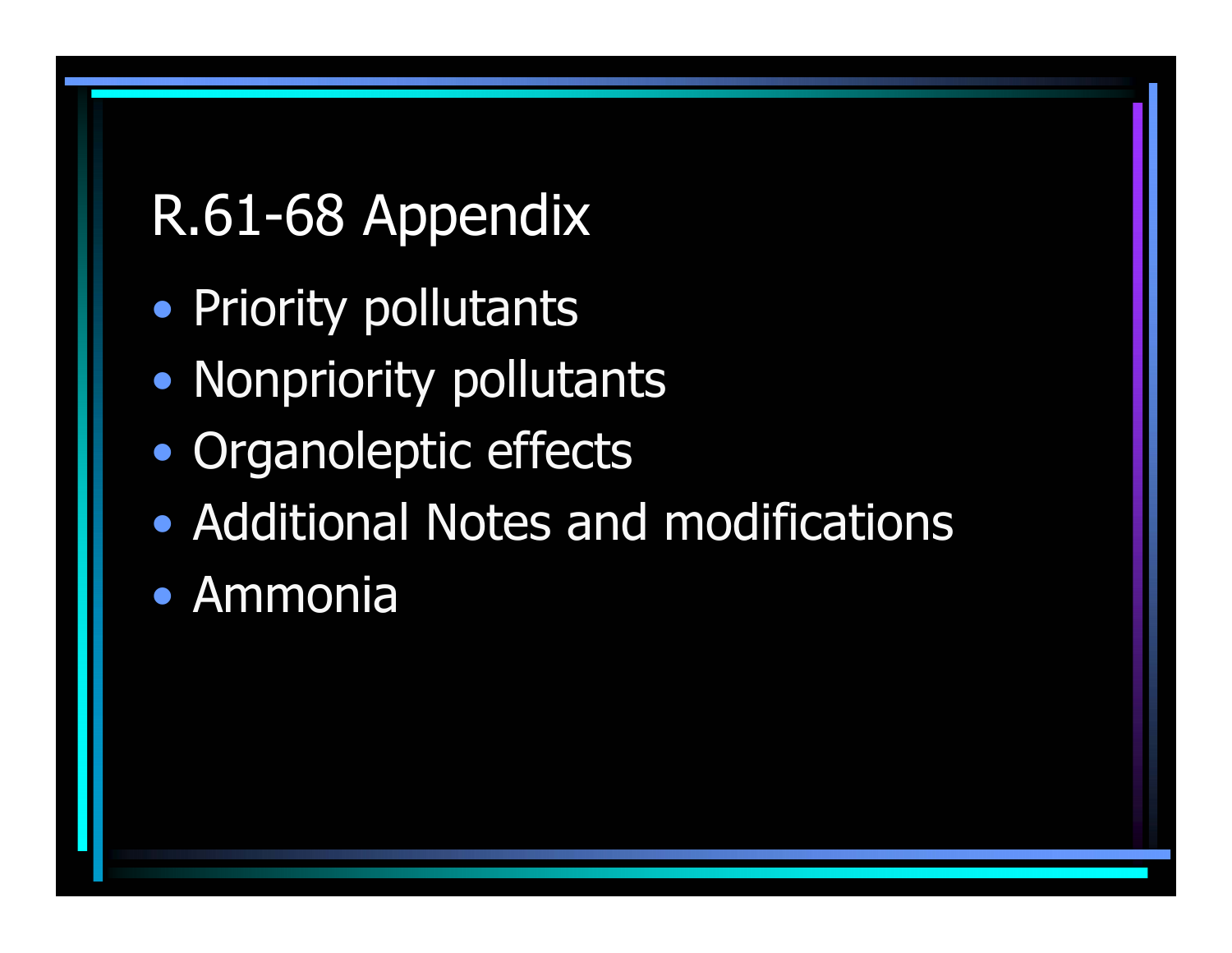# R.61-68 Appendix

- Priority pollutants
- Nonpriority pollutants
- Organoleptic effects
- Additional Notes and modifications
- Ammonia